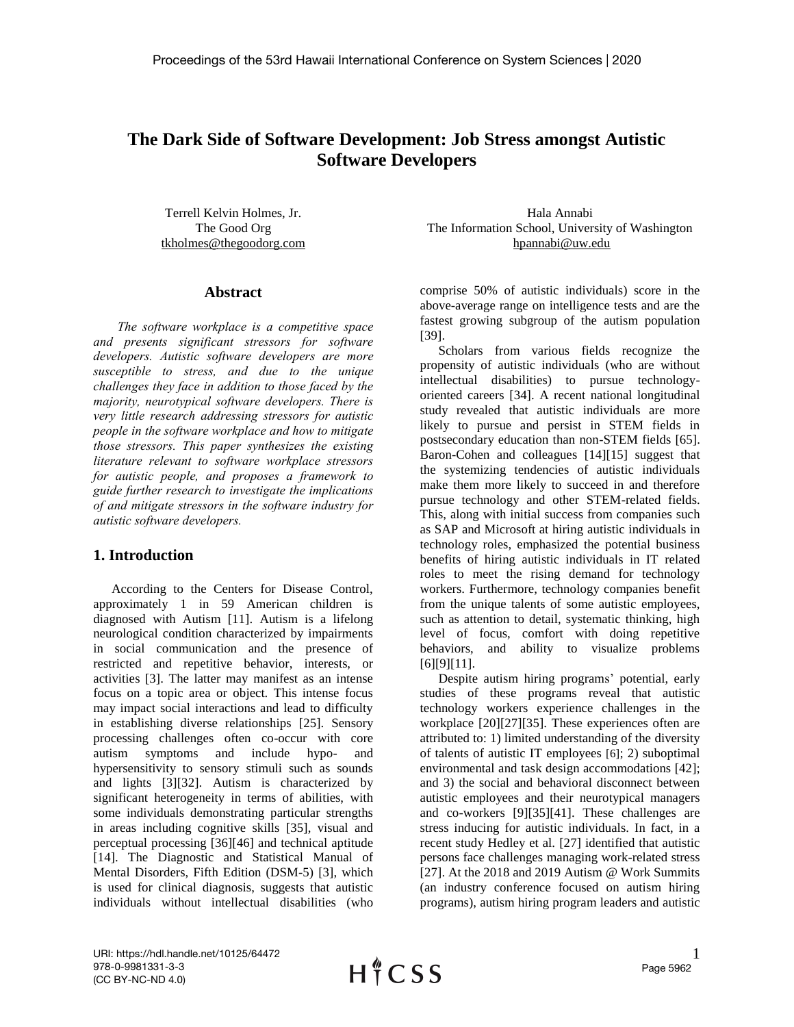# The Dark Side of Software Development: Job Stress amongst Autistic Software Developers

Terrell Kelvin Holmes, Jr.
The Good Org
tkholmes@thegoodorg.com

Hala Annabi
The Information School, University of Washington
hpannabi@uw.edu

## Abstract

*The software workplace is a competitive space and presents significant stressors for software developers. Autistic software developers are more susceptible to stress, and due to the unique challenges they face in addition to those faced by the majority, neurotypical software developers. There is very little research addressing stressors for autistic people in the software workplace and how to mitigate those stressors. This paper synthesizes the existing literature relevant to software workplace stressors for autistic people, and proposes a framework to guide further research to investigate the implications of and mitigate stressors in the software industry for autistic software developers.*

## 1. Introduction

According to the Centers for Disease Control, approximately 1 in 59 American children is diagnosed with Autism [11]. Autism is a lifelong neurological condition characterized by impairments in social communication and the presence of restricted and repetitive behavior, interests, or activities [3]. The latter may manifest as an intense focus on a topic area or object. This intense focus may impact social interactions and lead to difficulty in establishing diverse relationships [25]. Sensory processing challenges often co-occur with core autism symptoms and include hypo- and hypersensitivity to sensory stimuli such as sounds and lights [3][32]. Autism is characterized by significant heterogeneity in terms of abilities, with some individuals demonstrating particular strengths in areas including cognitive skills [35], visual and perceptual processing [36][46] and technical aptitude [14]. The Diagnostic and Statistical Manual of Mental Disorders, Fifth Edition (DSM-5) [3], which is used for clinical diagnosis, suggests that autistic individuals without intellectual disabilities (who comprise 50% of autistic individuals) score in the above-average range on intelligence tests and are the fastest growing subgroup of the autism population [39].

Scholars from various fields recognize the propensity of autistic individuals (who are without intellectual disabilities) to pursue technology-oriented careers [34]. A recent national longitudinal study revealed that autistic individuals are more likely to pursue and persist in STEM fields in postsecondary education than non-STEM fields [65]. Baron-Cohen and colleagues [14][15] suggest that the systemizing tendencies of autistic individuals make them more likely to succeed in and therefore pursue technology and other STEM-related fields. This, along with initial success from companies such as SAP and Microsoft at hiring autistic individuals in technology roles, emphasized the potential business benefits of hiring autistic individuals in IT related roles to meet the rising demand for technology workers. Furthermore, technology companies benefit from the unique talents of some autistic employees, such as attention to detail, systematic thinking, high level of focus, comfort with doing repetitive behaviors, and ability to visualize problems [6][9][11].

Despite autism hiring programs' potential, early studies of these programs reveal that autistic technology workers experience challenges in the workplace [20][27][35]. These experiences often are attributed to: 1) limited understanding of the diversity of talents of autistic IT employees [6]; 2) suboptimal environmental and task design accommodations [42]; and 3) the social and behavioral disconnect between autistic employees and their neurotypical managers and co-workers [9][35][41]. These challenges are stress inducing for autistic individuals. In fact, in a recent study Hedley et al. [27] identified that autistic persons face challenges managing work-related stress [27]. At the 2018 and 2019 Autism @ Work Summits (an industry conference focused on autism hiring programs), autism hiring program leaders and autistic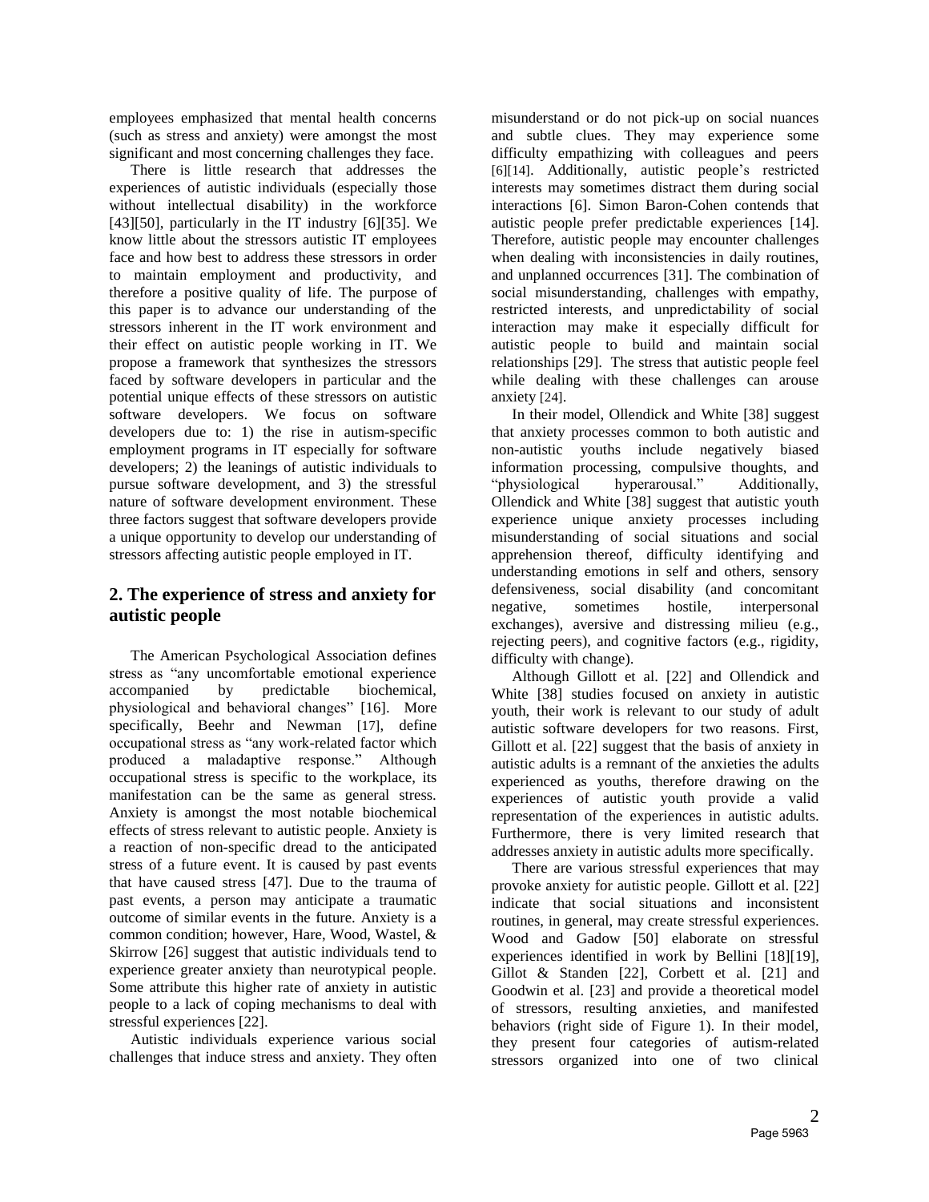employees emphasized that mental health concerns (such as stress and anxiety) were amongst the most significant and most concerning challenges they face.

There is little research that addresses the experiences of autistic individuals (especially those without intellectual disability) in the workforce [43][50], particularly in the IT industry [6][35]. We know little about the stressors autistic IT employees face and how best to address these stressors in order to maintain employment and productivity, and therefore a positive quality of life. The purpose of this paper is to advance our understanding of the stressors inherent in the IT work environment and their effect on autistic people working in IT. We propose a framework that synthesizes the stressors faced by software developers in particular and the potential unique effects of these stressors on autistic software developers. We focus on software developers due to: 1) the rise in autism-specific employment programs in IT especially for software developers; 2) the leanings of autistic individuals to pursue software development, and 3) the stressful nature of software development environment. These three factors suggest that software developers provide a unique opportunity to develop our understanding of stressors affecting autistic people employed in IT.

## 2. The experience of stress and anxiety for autistic people

The American Psychological Association defines stress as "any uncomfortable emotional experience accompanied by predictable biochemical, physiological and behavioral changes" [16]. More specifically, Beehr and Newman [17], define occupational stress as "any work-related factor which produced a maladaptive response." Although occupational stress is specific to the workplace, its manifestation can be the same as general stress. Anxiety is amongst the most notable biochemical effects of stress relevant to autistic people. Anxiety is a reaction of non-specific dread to the anticipated stress of a future event. It is caused by past events that have caused stress [47]. Due to the trauma of past events, a person may anticipate a traumatic outcome of similar events in the future. Anxiety is a common condition; however, Hare, Wood, Wastel, & Skirrow [26] suggest that autistic individuals tend to experience greater anxiety than neurotypical people. Some attribute this higher rate of anxiety in autistic people to a lack of coping mechanisms to deal with stressful experiences [22].

Autistic individuals experience various social challenges that induce stress and anxiety. They often misunderstand or do not pick-up on social nuances and subtle clues. They may experience some difficulty empathizing with colleagues and peers [6][14]. Additionally, autistic people's restricted interests may sometimes distract them during social interactions [6]. Simon Baron-Cohen contends that autistic people prefer predictable experiences [14]. Therefore, autistic people may encounter challenges when dealing with inconsistencies in daily routines, and unplanned occurrences [31]. The combination of social misunderstanding, challenges with empathy, restricted interests, and unpredictability of social interaction may make it especially difficult for autistic people to build and maintain social relationships [29]. The stress that autistic people feel while dealing with these challenges can arouse anxiety [24].

In their model, Ollendick and White [38] suggest that anxiety processes common to both autistic and non-autistic youths include negatively biased information processing, compulsive thoughts, and "physiological hyperarousal." Additionally, Ollendick and White [38] suggest that autistic youth experience unique anxiety processes including misunderstanding of social situations and social apprehension thereof, difficulty identifying and understanding emotions in self and others, sensory defensiveness, social disability (and concomitant negative, sometimes hostile, interpersonal exchanges), aversive and distressing milieu (e.g., rejecting peers), and cognitive factors (e.g., rigidity, difficulty with change).

Although Gillott et al. [22] and Ollendick and White [38] studies focused on anxiety in autistic youth, their work is relevant to our study of adult autistic software developers for two reasons. First, Gillott et al. [22] suggest that the basis of anxiety in autistic adults is a remnant of the anxieties the adults experienced as youths, therefore drawing on the experiences of autistic youth provide a valid representation of the experiences in autistic adults. Furthermore, there is very limited research that addresses anxiety in autistic adults more specifically.

There are various stressful experiences that may provoke anxiety for autistic people. Gillott et al. [22] indicate that social situations and inconsistent routines, in general, may create stressful experiences. Wood and Gadow [50] elaborate on stressful experiences identified in work by Bellini [18][19], Gillot & Standen [22], Corbett et al. [21] and Goodwin et al. [23] and provide a theoretical model of stressors, resulting anxieties, and manifested behaviors (right side of Figure 1). In their model, they present four categories of autism-related stressors organized into one of two clinical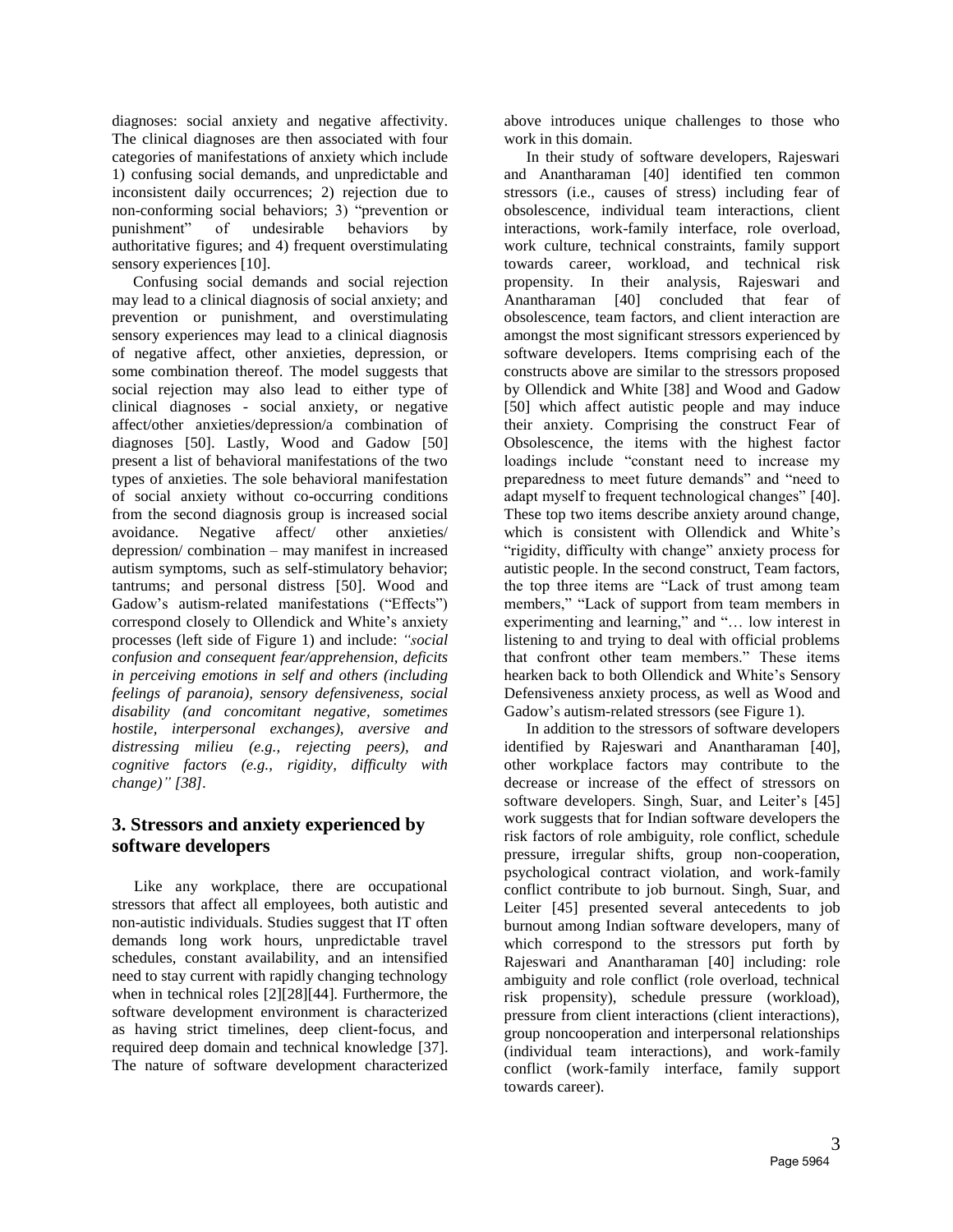diagnoses: social anxiety and negative affectivity. The clinical diagnoses are then associated with four categories of manifestations of anxiety which include 1) confusing social demands, and unpredictable and inconsistent daily occurrences; 2) rejection due to non-conforming social behaviors; 3) "prevention or punishment" of undesirable behaviors by authoritative figures; and 4) frequent overstimulating sensory experiences [10].

Confusing social demands and social rejection may lead to a clinical diagnosis of social anxiety; and prevention or punishment, and overstimulating sensory experiences may lead to a clinical diagnosis of negative affect, other anxieties, depression, or some combination thereof. The model suggests that social rejection may also lead to either type of clinical diagnoses - social anxiety, or negative affect/other anxieties/depression/a combination of diagnoses [50]. Lastly, Wood and Gadow [50] present a list of behavioral manifestations of the two types of anxieties. The sole behavioral manifestation of social anxiety without co-occurring conditions from the second diagnosis group is increased social avoidance. Negative affect/ other anxieties/ depression/ combination – may manifest in increased autism symptoms, such as self-stimulatory behavior; tantrums; and personal distress [50]. Wood and Gadow's autism-related manifestations ("Effects") correspond closely to Ollendick and White's anxiety processes (left side of Figure 1) and include: *"social confusion and consequent fear/apprehension, deficits in perceiving emotions in self and others (including feelings of paranoia), sensory defensiveness, social disability (and concomitant negative, sometimes hostile, interpersonal exchanges), aversive and distressing milieu (e.g., rejecting peers), and cognitive factors (e.g., rigidity, difficulty with change)" [38]*.

## 3. Stressors and anxiety experienced by software developers

Like any workplace, there are occupational stressors that affect all employees, both autistic and non-autistic individuals. Studies suggest that IT often demands long work hours, unpredictable travel schedules, constant availability, and an intensified need to stay current with rapidly changing technology when in technical roles [2][28][44]. Furthermore, the software development environment is characterized as having strict timelines, deep client-focus, and required deep domain and technical knowledge [37]. The nature of software development characterized above introduces unique challenges to those who work in this domain.

In their study of software developers, Rajeswari and Anantharaman [40] identified ten common stressors (i.e., causes of stress) including fear of obsolescence, individual team interactions, client interactions, work-family interface, role overload, work culture, technical constraints, family support towards career, workload, and technical risk propensity. In their analysis, Rajeswari and Anantharaman [40] concluded that fear of obsolescence, team factors, and client interaction are amongst the most significant stressors experienced by software developers. Items comprising each of the constructs above are similar to the stressors proposed by Ollendick and White [38] and Wood and Gadow [50] which affect autistic people and may induce their anxiety. Comprising the construct Fear of Obsolescence, the items with the highest factor loadings include "constant need to increase my preparedness to meet future demands" and "need to adapt myself to frequent technological changes" [40]. These top two items describe anxiety around change, which is consistent with Ollendick and White's "rigidity, difficulty with change" anxiety process for autistic people. In the second construct, Team factors, the top three items are "Lack of trust among team members," "Lack of support from team members in experimenting and learning," and "… low interest in listening to and trying to deal with official problems that confront other team members." These items hearken back to both Ollendick and White's Sensory Defensiveness anxiety process, as well as Wood and Gadow's autism-related stressors (see Figure 1).

In addition to the stressors of software developers identified by Rajeswari and Anantharaman [40], other workplace factors may contribute to the decrease or increase of the effect of stressors on software developers. Singh, Suar, and Leiter's [45] work suggests that for Indian software developers the risk factors of role ambiguity, role conflict, schedule pressure, irregular shifts, group non-cooperation, psychological contract violation, and work-family conflict contribute to job burnout. Singh, Suar, and Leiter [45] presented several antecedents to job burnout among Indian software developers, many of which correspond to the stressors put forth by Rajeswari and Anantharaman [40] including: role ambiguity and role conflict (role overload, technical risk propensity), schedule pressure (workload), pressure from client interactions (client interactions), group noncooperation and interpersonal relationships (individual team interactions), and work-family conflict (work-family interface, family support towards career).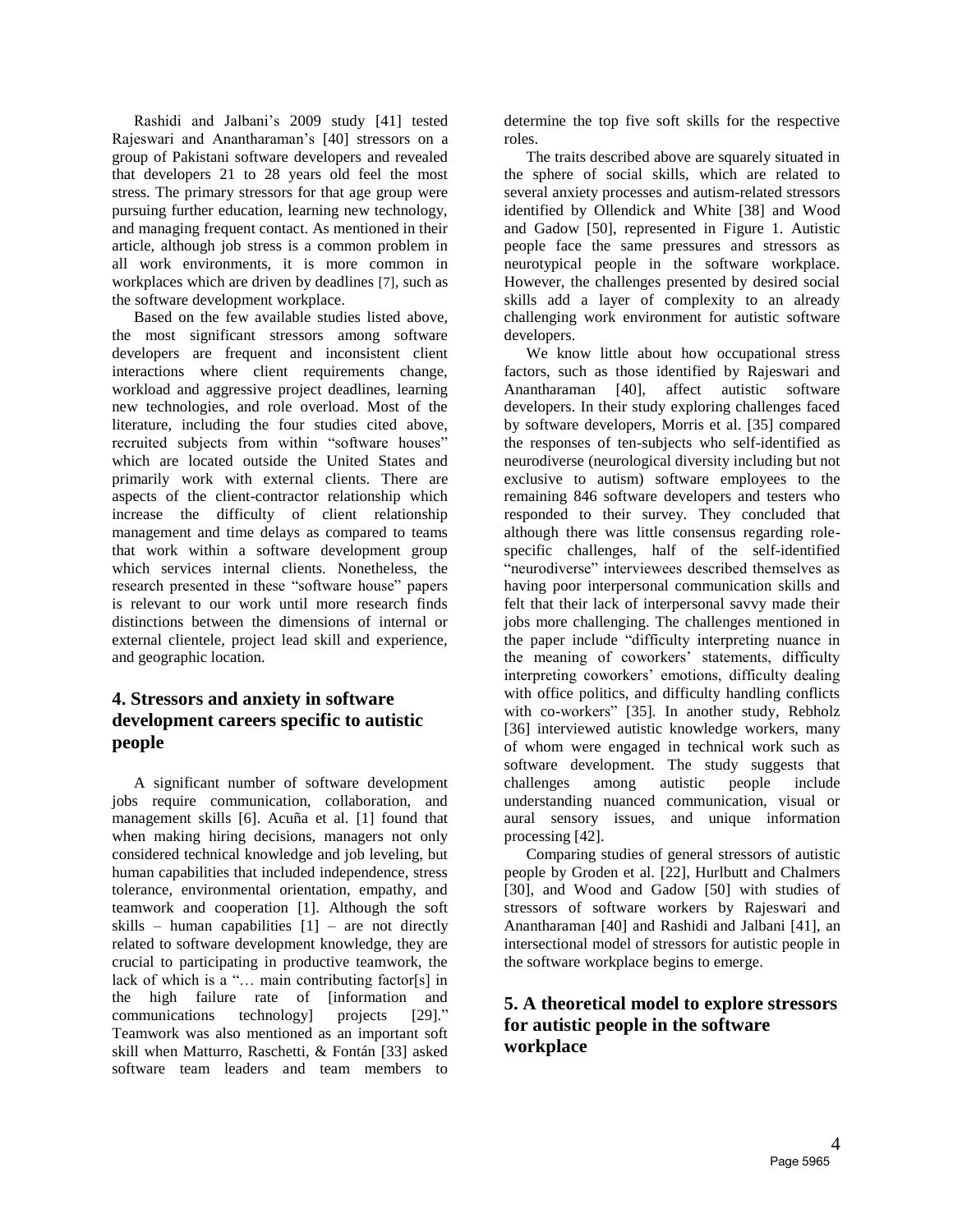Rashidi and Jalbani's 2009 study [41] tested Rajeswari and Anantharaman's [40] stressors on a group of Pakistani software developers and revealed that developers 21 to 28 years old feel the most stress. The primary stressors for that age group were pursuing further education, learning new technology, and managing frequent contact. As mentioned in their article, although job stress is a common problem in all work environments, it is more common in workplaces which are driven by deadlines [7], such as the software development workplace.

Based on the few available studies listed above, the most significant stressors among software developers are frequent and inconsistent client interactions where client requirements change, workload and aggressive project deadlines, learning new technologies, and role overload. Most of the literature, including the four studies cited above, recruited subjects from within "software houses" which are located outside the United States and primarily work with external clients. There are aspects of the client-contractor relationship which increase the difficulty of client relationship management and time delays as compared to teams that work within a software development group which services internal clients. Nonetheless, the research presented in these "software house" papers is relevant to our work until more research finds distinctions between the dimensions of internal or external clientele, project lead skill and experience, and geographic location.

## 4. Stressors and anxiety in software development careers specific to autistic people

A significant number of software development jobs require communication, collaboration, and management skills [6]. Acuña et al. [1] found that when making hiring decisions, managers not only considered technical knowledge and job leveling, but human capabilities that included independence, stress tolerance, environmental orientation, empathy, and teamwork and cooperation [1]. Although the soft skills – human capabilities [1] – are not directly related to software development knowledge, they are crucial to participating in productive teamwork, the lack of which is a "… main contributing factor[s] in the high failure rate of [information and communications technology] projects [29]." Teamwork was also mentioned as an important soft skill when Matturro, Raschetti, & Fontán [33] asked software team leaders and team members to determine the top five soft skills for the respective roles.

The traits described above are squarely situated in the sphere of social skills, which are related to several anxiety processes and autism-related stressors identified by Ollendick and White [38] and Wood and Gadow [50], represented in Figure 1. Autistic people face the same pressures and stressors as neurotypical people in the software workplace. However, the challenges presented by desired social skills add a layer of complexity to an already challenging work environment for autistic software developers.

We know little about how occupational stress factors, such as those identified by Rajeswari and Anantharaman [40], affect autistic software developers. In their study exploring challenges faced by software developers, Morris et al. [35] compared the responses of ten-subjects who self-identified as neurodiverse (neurological diversity including but not exclusive to autism) software employees to the remaining 846 software developers and testers who responded to their survey. They concluded that although there was little consensus regarding role-specific challenges, half of the self-identified "neurodiverse" interviewees described themselves as having poor interpersonal communication skills and felt that their lack of interpersonal savvy made their jobs more challenging. The challenges mentioned in the paper include "difficulty interpreting nuance in the meaning of coworkers' statements, difficulty interpreting coworkers' emotions, difficulty dealing with office politics, and difficulty handling conflicts with co-workers" [35]. In another study, Rebholz [36] interviewed autistic knowledge workers, many of whom were engaged in technical work such as software development. The study suggests that challenges among autistic people include understanding nuanced communication, visual or aural sensory issues, and unique information processing [42].

Comparing studies of general stressors of autistic people by Groden et al. [22], Hurlbutt and Chalmers [30], and Wood and Gadow [50] with studies of stressors of software workers by Rajeswari and Anantharaman [40] and Rashidi and Jalbani [41], an intersectional model of stressors for autistic people in the software workplace begins to emerge.

## 5. A theoretical model to explore stressors for autistic people in the software workplace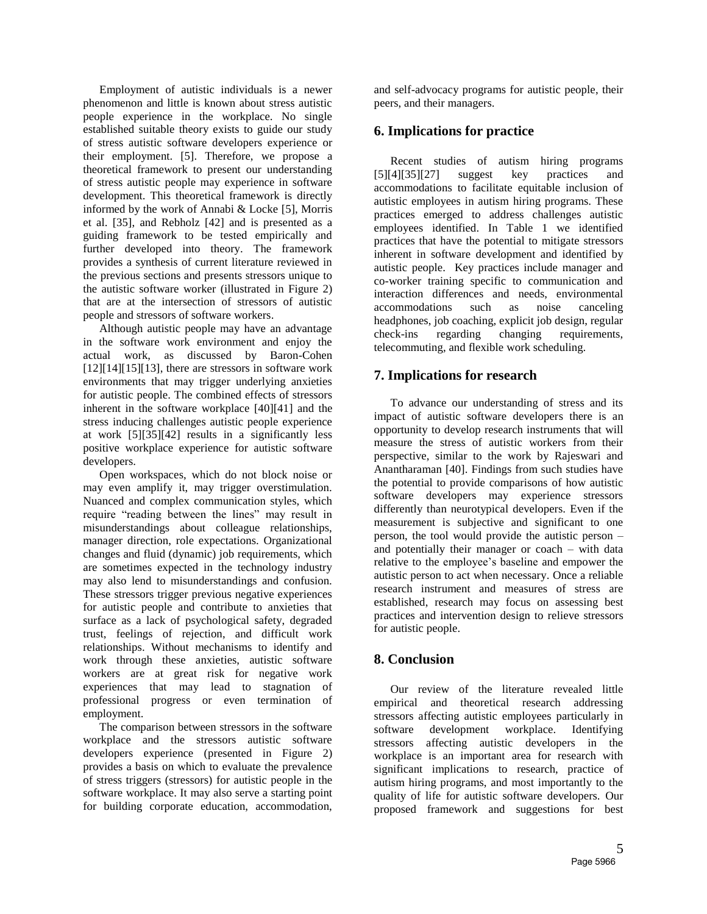Employment of autistic individuals is a newer phenomenon and little is known about stress autistic people experience in the workplace. No single established suitable theory exists to guide our study of stress autistic software developers experience or their employment. [5]. Therefore, we propose a theoretical framework to present our understanding of stress autistic people may experience in software development. This theoretical framework is directly informed by the work of Annabi & Locke [5], Morris et al. [35], and Rebholz [42] and is presented as a guiding framework to be tested empirically and further developed into theory. The framework provides a synthesis of current literature reviewed in the previous sections and presents stressors unique to the autistic software worker (illustrated in Figure 2) that are at the intersection of stressors of autistic people and stressors of software workers.

Although autistic people may have an advantage in the software work environment and enjoy the actual work, as discussed by Baron-Cohen [12][14][15][13], there are stressors in software work environments that may trigger underlying anxieties for autistic people. The combined effects of stressors inherent in the software workplace [40][41] and the stress inducing challenges autistic people experience at work [5][35][42] results in a significantly less positive workplace experience for autistic software developers.

Open workspaces, which do not block noise or may even amplify it, may trigger overstimulation. Nuanced and complex communication styles, which require "reading between the lines" may result in misunderstandings about colleague relationships, manager direction, role expectations. Organizational changes and fluid (dynamic) job requirements, which are sometimes expected in the technology industry may also lend to misunderstandings and confusion. These stressors trigger previous negative experiences for autistic people and contribute to anxieties that surface as a lack of psychological safety, degraded trust, feelings of rejection, and difficult work relationships. Without mechanisms to identify and work through these anxieties, autistic software workers are at great risk for negative work experiences that may lead to stagnation of professional progress or even termination of employment.

The comparison between stressors in the software workplace and the stressors autistic software developers experience (presented in Figure 2) provides a basis on which to evaluate the prevalence of stress triggers (stressors) for autistic people in the software workplace. It may also serve a starting point for building corporate education, accommodation, and self-advocacy programs for autistic people, their peers, and their managers.

## 6. Implications for practice

Recent studies of autism hiring programs [5][4][35][27] suggest key practices and accommodations to facilitate equitable inclusion of autistic employees in autism hiring programs. These practices emerged to address challenges autistic employees identified. In Table 1 we identified practices that have the potential to mitigate stressors inherent in software development and identified by autistic people. Key practices include manager and co-worker training specific to communication and interaction differences and needs, environmental accommodations such as noise canceling headphones, job coaching, explicit job design, regular check-ins regarding changing requirements, telecommuting, and flexible work scheduling.

## 7. Implications for research

To advance our understanding of stress and its impact of autistic software developers there is an opportunity to develop research instruments that will measure the stress of autistic workers from their perspective, similar to the work by Rajeswari and Anantharaman [40]. Findings from such studies have the potential to provide comparisons of how autistic software developers may experience stressors differently than neurotypical developers. Even if the measurement is subjective and significant to one person, the tool would provide the autistic person – and potentially their manager or coach – with data relative to the employee's baseline and empower the autistic person to act when necessary. Once a reliable research instrument and measures of stress are established, research may focus on assessing best practices and intervention design to relieve stressors for autistic people.

## 8. Conclusion

Our review of the literature revealed little empirical and theoretical research addressing stressors affecting autistic employees particularly in software development workplace. Identifying stressors affecting autistic developers in the workplace is an important area for research with significant implications to research, practice of autism hiring programs, and most importantly to the quality of life for autistic software developers. Our proposed framework and suggestions for best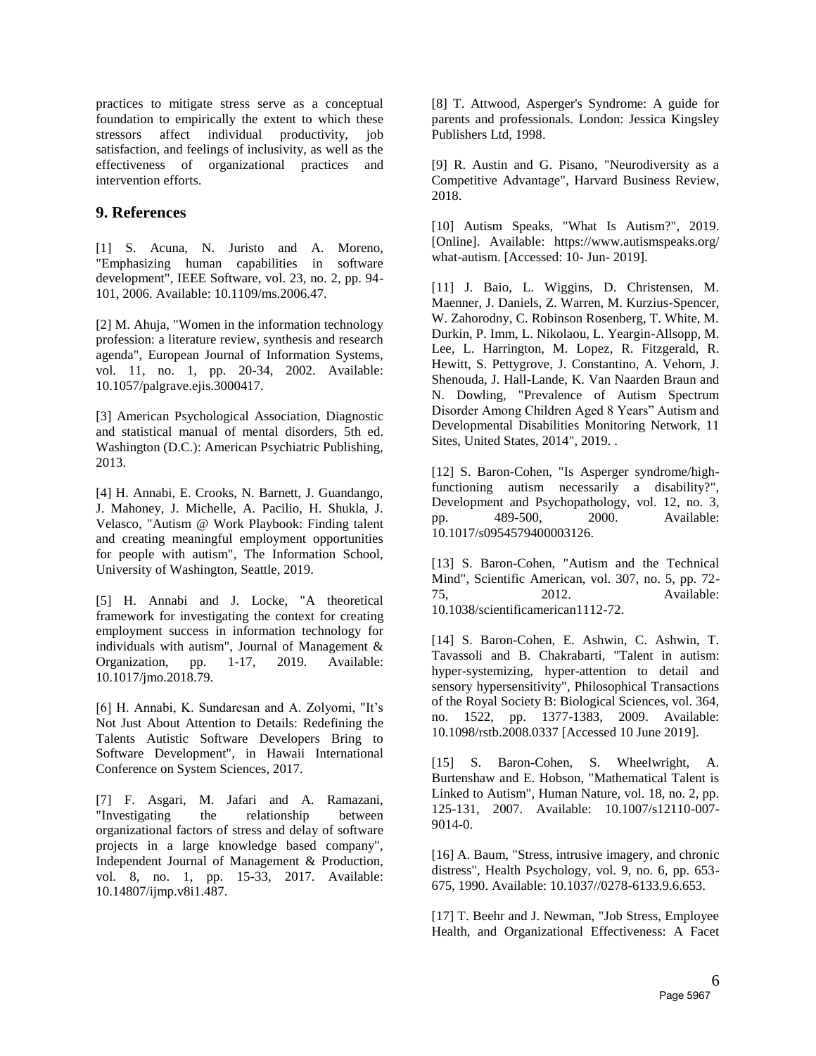practices to mitigate stress serve as a conceptual foundation to empirically the extent to which these stressors affect individual productivity, job satisfaction, and feelings of inclusivity, as well as the effectiveness of organizational practices and intervention efforts.

## 9. References

[1] S. Acuna, N. Juristo and A. Moreno, "Emphasizing human capabilities in software development", IEEE Software, vol. 23, no. 2, pp. 94-101, 2006. Available: 10.1109/ms.2006.47.

[2] M. Ahuja, "Women in the information technology profession: a literature review, synthesis and research agenda", European Journal of Information Systems, vol. 11, no. 1, pp. 20-34, 2002. Available: 10.1057/palgrave.ejis.3000417.

[3] American Psychological Association, Diagnostic and statistical manual of mental disorders, 5th ed. Washington (D.C.): American Psychiatric Publishing, 2013.

[4] H. Annabi, E. Crooks, N. Barnett, J. Guandango, J. Mahoney, J. Michelle, A. Pacilio, H. Shukla, J. Velasco, "Autism @ Work Playbook: Finding talent and creating meaningful employment opportunities for people with autism", The Information School, University of Washington, Seattle, 2019.

[5] H. Annabi and J. Locke, "A theoretical framework for investigating the context for creating employment success in information technology for individuals with autism", Journal of Management & Organization, pp. 1-17, 2019. Available: 10.1017/jmo.2018.79.

[6] H. Annabi, K. Sundaresan and A. Zolyomi, "It's Not Just About Attention to Details: Redefining the Talents Autistic Software Developers Bring to Software Development", in Hawaii International Conference on System Sciences, 2017.

[7] F. Asgari, M. Jafari and A. Ramazani, "Investigating the relationship between organizational factors of stress and delay of software projects in a large knowledge based company", Independent Journal of Management & Production, vol. 8, no. 1, pp. 15-33, 2017. Available: 10.14807/ijmp.v8i1.487.

[8] T. Attwood, Asperger's Syndrome: A guide for parents and professionals. London: Jessica Kingsley Publishers Ltd, 1998.

[9] R. Austin and G. Pisano, "Neurodiversity as a Competitive Advantage", Harvard Business Review, 2018.

[10] Autism Speaks, "What Is Autism?", 2019. [Online]. Available: https://www.autismspeaks.org/what-autism. [Accessed: 10- Jun- 2019].

[11] J. Baio, L. Wiggins, D. Christensen, M. Maenner, J. Daniels, Z. Warren, M. Kurzius-Spencer, W. Zahorodny, C. Robinson Rosenberg, T. White, M. Durkin, P. Imm, L. Nikolaou, L. Yeargin-Allsopp, M. Lee, L. Harrington, M. Lopez, R. Fitzgerald, R. Hewitt, S. Pettygrove, J. Constantino, A. Vehorn, J. Shenouda, J. Hall-Lande, K. Van Naarden Braun and N. Dowling, "Prevalence of Autism Spectrum Disorder Among Children Aged 8 Years" Autism and Developmental Disabilities Monitoring Network, 11 Sites, United States, 2014", 2019. .

[12] S. Baron-Cohen, "Is Asperger syndrome/high-functioning autism necessarily a disability?", Development and Psychopathology, vol. 12, no. 3, pp. 489-500, 2000. Available: 10.1017/s0954579400003126.

[13] S. Baron-Cohen, "Autism and the Technical Mind", Scientific American, vol. 307, no. 5, pp. 72-75, 2012. Available: 10.1038/scientificamerican1112-72.

[14] S. Baron-Cohen, E. Ashwin, C. Ashwin, T. Tavassoli and B. Chakrabarti, "Talent in autism: hyper-systemizing, hyper-attention to detail and sensory hypersensitivity", Philosophical Transactions of the Royal Society B: Biological Sciences, vol. 364, no. 1522, pp. 1377-1383, 2009. Available: 10.1098/rstb.2008.0337 [Accessed 10 June 2019].

[15] S. Baron-Cohen, S. Wheelwright, A. Burtenshaw and E. Hobson, "Mathematical Talent is Linked to Autism", Human Nature, vol. 18, no. 2, pp. 125-131, 2007. Available: 10.1007/s12110-007-9014-0.

[16] A. Baum, "Stress, intrusive imagery, and chronic distress", Health Psychology, vol. 9, no. 6, pp. 653-675, 1990. Available: 10.1037//0278-6133.9.6.653.

[17] T. Beehr and J. Newman, "Job Stress, Employee Health, and Organizational Effectiveness: A Facet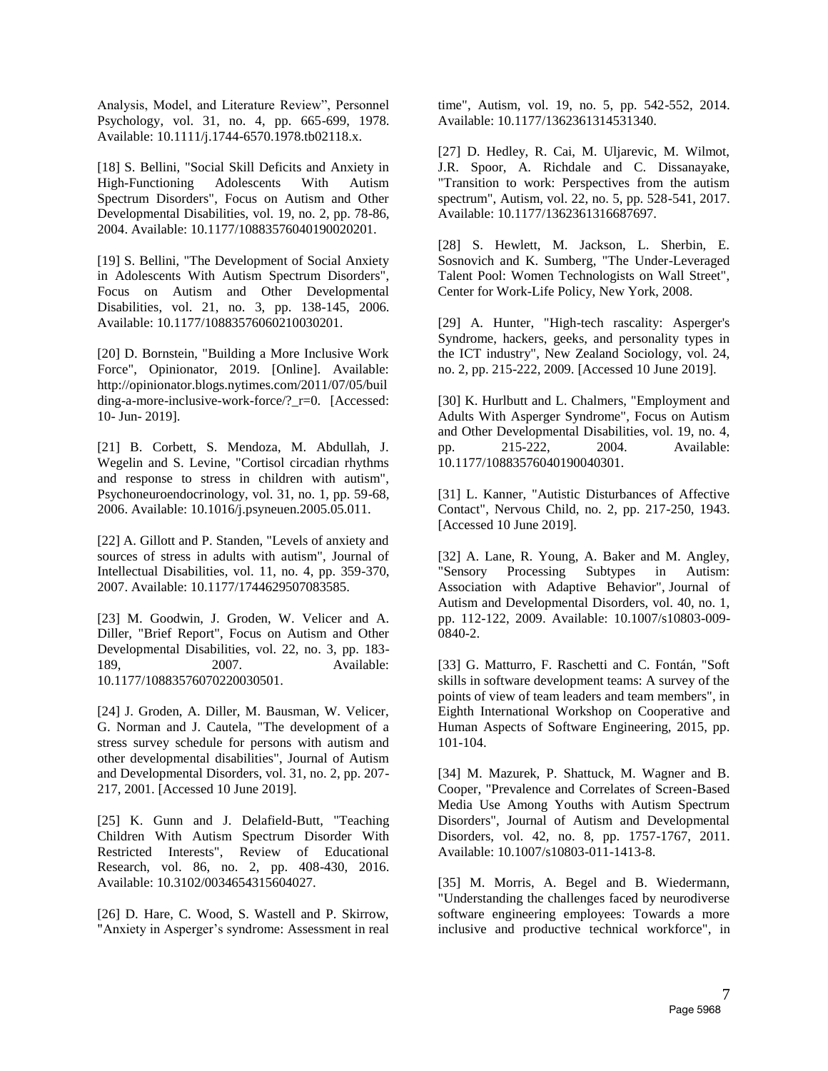Analysis, Model, and Literature Review", Personnel Psychology, vol. 31, no. 4, pp. 665-699, 1978. Available: 10.1111/j.1744-6570.1978.tb02118.x.

[18] S. Bellini, "Social Skill Deficits and Anxiety in High-Functioning Adolescents With Autism Spectrum Disorders", Focus on Autism and Other Developmental Disabilities, vol. 19, no. 2, pp. 78-86, 2004. Available: 10.1177/10883576040190020201.

[19] S. Bellini, "The Development of Social Anxiety in Adolescents With Autism Spectrum Disorders", Focus on Autism and Other Developmental Disabilities, vol. 21, no. 3, pp. 138-145, 2006. Available: 10.1177/10883576060210030201.

[20] D. Bornstein, "Building a More Inclusive Work Force", Opinionator, 2019. [Online]. Available: http://opinionator.blogs.nytimes.com/2011/07/05/building-a-more-inclusive-work-force/?_r=0. [Accessed: 10- Jun- 2019].

[21] B. Corbett, S. Mendoza, M. Abdullah, J. Wegelin and S. Levine, "Cortisol circadian rhythms and response to stress in children with autism", Psychoneuroendocrinology, vol. 31, no. 1, pp. 59-68, 2006. Available: 10.1016/j.psyneuen.2005.05.011.

[22] A. Gillott and P. Standen, "Levels of anxiety and sources of stress in adults with autism", Journal of Intellectual Disabilities, vol. 11, no. 4, pp. 359-370, 2007. Available: 10.1177/1744629507083585.

[23] M. Goodwin, J. Groden, W. Velicer and A. Diller, "Brief Report", Focus on Autism and Other Developmental Disabilities, vol. 22, no. 3, pp. 183-189, 2007. Available: 10.1177/10883576070220030501.

[24] J. Groden, A. Diller, M. Bausman, W. Velicer, G. Norman and J. Cautela, "The development of a stress survey schedule for persons with autism and other developmental disabilities", Journal of Autism and Developmental Disorders, vol. 31, no. 2, pp. 207-217, 2001. [Accessed 10 June 2019].

[25] K. Gunn and J. Delafield-Butt, "Teaching Children With Autism Spectrum Disorder With Restricted Interests", Review of Educational Research, vol. 86, no. 2, pp. 408-430, 2016. Available: 10.3102/0034654315604027.

[26] D. Hare, C. Wood, S. Wastell and P. Skirrow, "Anxiety in Asperger's syndrome: Assessment in real time", Autism, vol. 19, no. 5, pp. 542-552, 2014. Available: 10.1177/1362361314531340.

[27] D. Hedley, R. Cai, M. Uljarevic, M. Wilmot, J.R. Spoor, A. Richdale and C. Dissanayake, "Transition to work: Perspectives from the autism spectrum", Autism, vol. 22, no. 5, pp. 528-541, 2017. Available: 10.1177/1362361316687697.

[28] S. Hewlett, M. Jackson, L. Sherbin, E. Sosnovich and K. Sumberg, "The Under-Leveraged Talent Pool: Women Technologists on Wall Street", Center for Work-Life Policy, New York, 2008.

[29] A. Hunter, "High-tech rascality: Asperger's Syndrome, hackers, geeks, and personality types in the ICT industry", New Zealand Sociology, vol. 24, no. 2, pp. 215-222, 2009. [Accessed 10 June 2019].

[30] K. Hurlbutt and L. Chalmers, "Employment and Adults With Asperger Syndrome", Focus on Autism and Other Developmental Disabilities, vol. 19, no. 4, pp. 215-222, 2004. Available: 10.1177/10883576040190040301.

[31] L. Kanner, "Autistic Disturbances of Affective Contact", Nervous Child, no. 2, pp. 217-250, 1943. [Accessed 10 June 2019].

[32] A. Lane, R. Young, A. Baker and M. Angley, "Sensory Processing Subtypes in Autism: Association with Adaptive Behavior", Journal of Autism and Developmental Disorders, vol. 40, no. 1, pp. 112-122, 2009. Available: 10.1007/s10803-009-0840-2.

[33] G. Matturro, F. Raschetti and C. Fontán, "Soft skills in software development teams: A survey of the points of view of team leaders and team members", in Eighth International Workshop on Cooperative and Human Aspects of Software Engineering, 2015, pp. 101-104.

[34] M. Mazurek, P. Shattuck, M. Wagner and B. Cooper, "Prevalence and Correlates of Screen-Based Media Use Among Youths with Autism Spectrum Disorders", Journal of Autism and Developmental Disorders, vol. 42, no. 8, pp. 1757-1767, 2011. Available: 10.1007/s10803-011-1413-8.

[35] M. Morris, A. Begel and B. Wiedermann, "Understanding the challenges faced by neurodiverse software engineering employees: Towards a more inclusive and productive technical workforce", in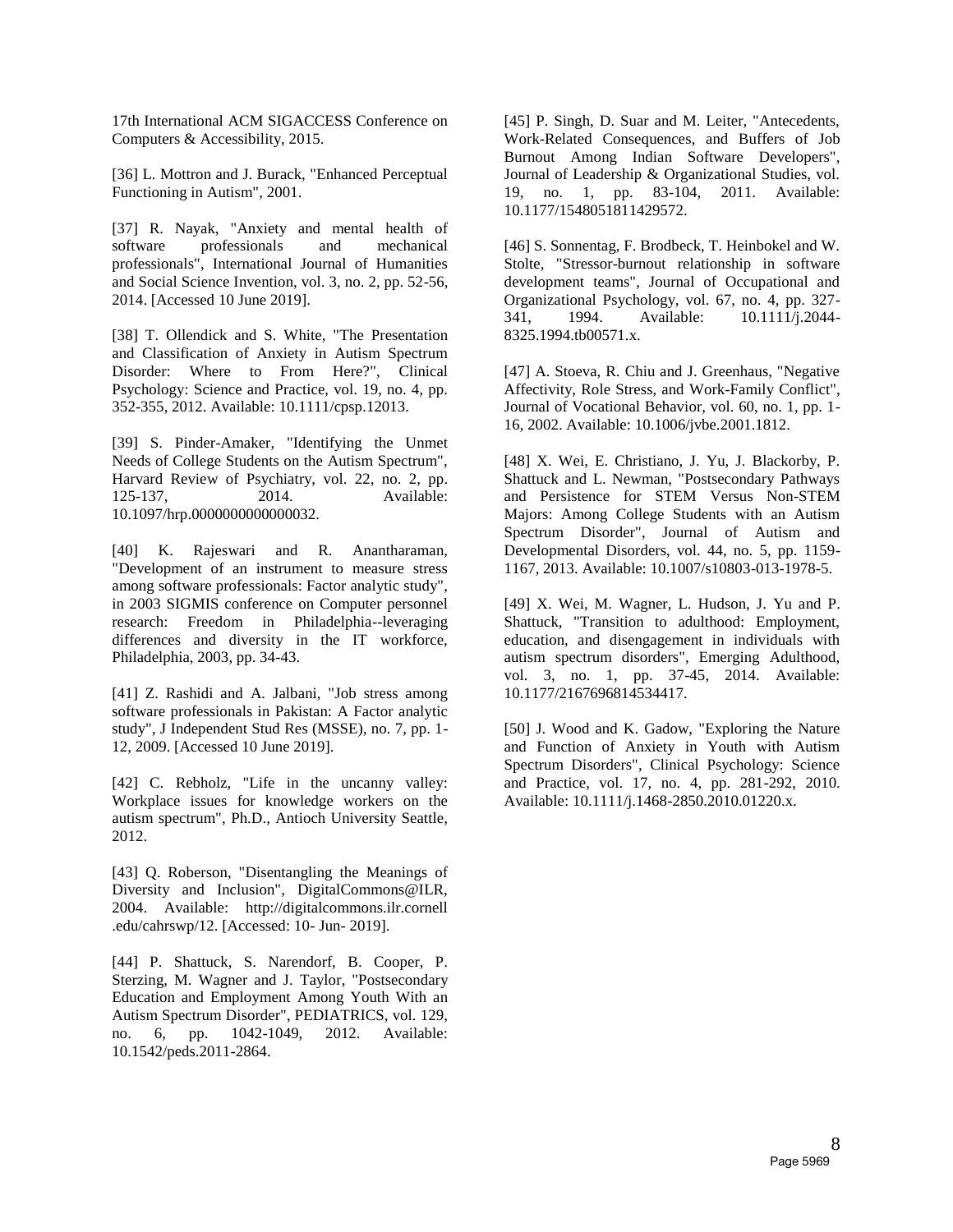17th International ACM SIGACCESS Conference on Computers & Accessibility, 2015.

[36] L. Mottron and J. Burack, "Enhanced Perceptual Functioning in Autism", 2001.

[37] R. Nayak, "Anxiety and mental health of software professionals and mechanical professionals", International Journal of Humanities and Social Science Invention, vol. 3, no. 2, pp. 52-56, 2014. [Accessed 10 June 2019].

[38] T. Ollendick and S. White, "The Presentation and Classification of Anxiety in Autism Spectrum Disorder: Where to From Here?", Clinical Psychology: Science and Practice, vol. 19, no. 4, pp. 352-355, 2012. Available: 10.1111/cpsp.12013.

[39] S. Pinder-Amaker, "Identifying the Unmet Needs of College Students on the Autism Spectrum", Harvard Review of Psychiatry, vol. 22, no. 2, pp. 125-137, 2014. Available: 10.1097/hrp.0000000000000032.

[40] K. Rajeswari and R. Anantharaman, "Development of an instrument to measure stress among software professionals: Factor analytic study", in 2003 SIGMIS conference on Computer personnel research: Freedom in Philadelphia--leveraging differences and diversity in the IT workforce, Philadelphia, 2003, pp. 34-43.

[41] Z. Rashidi and A. Jalbani, "Job stress among software professionals in Pakistan: A Factor analytic study", J Independent Stud Res (MSSE), no. 7, pp. 1-12, 2009. [Accessed 10 June 2019].

[42] C. Rebholz, "Life in the uncanny valley: Workplace issues for knowledge workers on the autism spectrum", Ph.D., Antioch University Seattle, 2012.

[43] Q. Roberson, "Disentangling the Meanings of Diversity and Inclusion", DigitalCommons@ILR, 2004. Available: http://digitalcommons.ilr.cornell.edu/cahrswp/12. [Accessed: 10- Jun- 2019].

[44] P. Shattuck, S. Narendorf, B. Cooper, P. Sterzing, M. Wagner and J. Taylor, "Postsecondary Education and Employment Among Youth With an Autism Spectrum Disorder", PEDIATRICS, vol. 129, no. 6, pp. 1042-1049, 2012. Available: 10.1542/peds.2011-2864.

[45] P. Singh, D. Suar and M. Leiter, "Antecedents, Work-Related Consequences, and Buffers of Job Burnout Among Indian Software Developers", Journal of Leadership & Organizational Studies, vol. 19, no. 1, pp. 83-104, 2011. Available: 10.1177/1548051811429572.

[46] S. Sonnentag, F. Brodbeck, T. Heinbokel and W. Stolte, "Stressor-burnout relationship in software development teams", Journal of Occupational and Organizational Psychology, vol. 67, no. 4, pp. 327-341, 1994. Available: 10.1111/j.2044-8325.1994.tb00571.x.

[47] A. Stoeva, R. Chiu and J. Greenhaus, "Negative Affectivity, Role Stress, and Work-Family Conflict", Journal of Vocational Behavior, vol. 60, no. 1, pp. 1-16, 2002. Available: 10.1006/jvbe.2001.1812.

[48] X. Wei, E. Christiano, J. Yu, J. Blackorby, P. Shattuck and L. Newman, "Postsecondary Pathways and Persistence for STEM Versus Non-STEM Majors: Among College Students with an Autism Spectrum Disorder", Journal of Autism and Developmental Disorders, vol. 44, no. 5, pp. 1159-1167, 2013. Available: 10.1007/s10803-013-1978-5.

[49] X. Wei, M. Wagner, L. Hudson, J. Yu and P. Shattuck, "Transition to adulthood: Employment, education, and disengagement in individuals with autism spectrum disorders", Emerging Adulthood, vol. 3, no. 1, pp. 37-45, 2014. Available: 10.1177/2167696814534417.

[50] J. Wood and K. Gadow, "Exploring the Nature and Function of Anxiety in Youth with Autism Spectrum Disorders", Clinical Psychology: Science and Practice, vol. 17, no. 4, pp. 281-292, 2010. Available: 10.1111/j.1468-2850.2010.01220.x.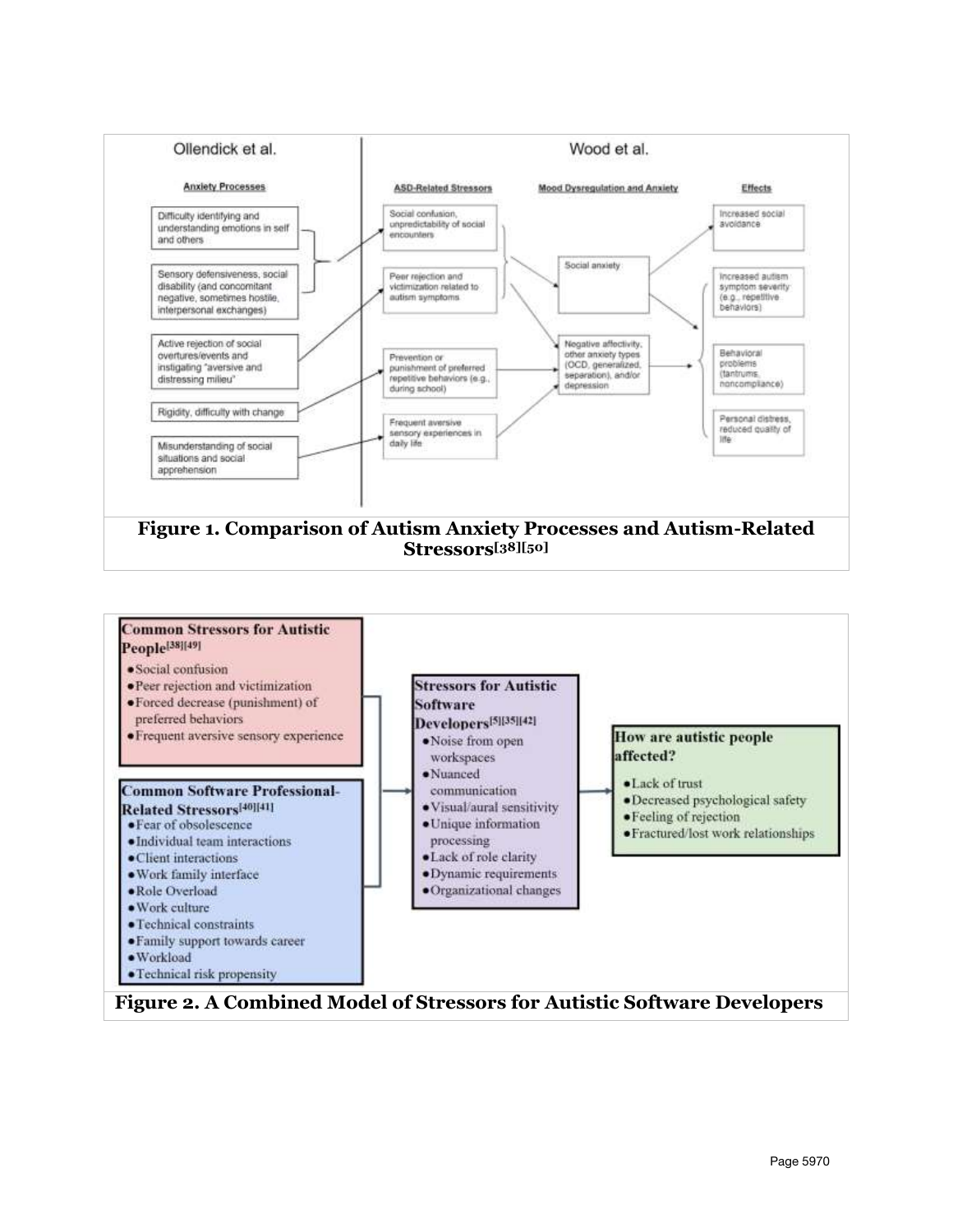**Ollendick et al.**

**Anxiety Processes**

- Difficulty identifying and understanding emotions in self and others
- Sensory defensiveness, social disability (and concomitant negative, sometimes hostile, interpersonal exchanges)
- Active rejection of social overtures/events and instigating "aversive and distressing milieu"
- Rigidity, difficulty with change
- Misunderstanding of social situations and social apprehension

**Wood et al.**

**ASD-Related Stressors**

- Social confusion, unpredictability of social encounters
- Peer rejection and victimization related to autism symptoms
- Prevention or punishment of preferred repetitive behaviors (e.g., during school)
- Frequent aversive sensory experiences in daily life

**Mood Dysregulation and Anxiety**

- Social anxiety
- Negative affectivity, other anxiety types (OCD, generalized, seperation), and/or depression

**Effects**

- Increased social avoidance
- Increased autism symptom severity (e.g., repetitive behaviors)
- Behavioral problems (tantrums, noncompliance)
- Personal distress, reduced quality of life

**Figure 1. Comparison of Autism Anxiety Processes and Autism-Related Stressors[38][50]**

**Common Stressors for Autistic People[38][49]**

- Social confusion
- Peer rejection and victimization
- Forced decrease (punishment) of preferred behaviors
- Frequent aversive sensory experience

**Common Software Professional-Related Stressors[40][41]**

- Fear of obsolescence
- Individual team interactions
- Client interactions
- Work family interface
- Role Overload
- Work culture
- Technical constraints
- Family support towards career
- Workload
- Technical risk propensity

**Stressors for Autistic Software Developers[5][35][42]**

- Noise from open workspaces
- Nuanced communication
- Visual/aural sensitivity
- Unique information processing
- Lack of role clarity
- Dynamic requirements
- Organizational changes

**How are autistic people affected?**

- Lack of trust
- Decreased psychological safety
- Feeling of rejection
- Fractured/lost work relationships

**Figure 2. A Combined Model of Stressors for Autistic Software Developers**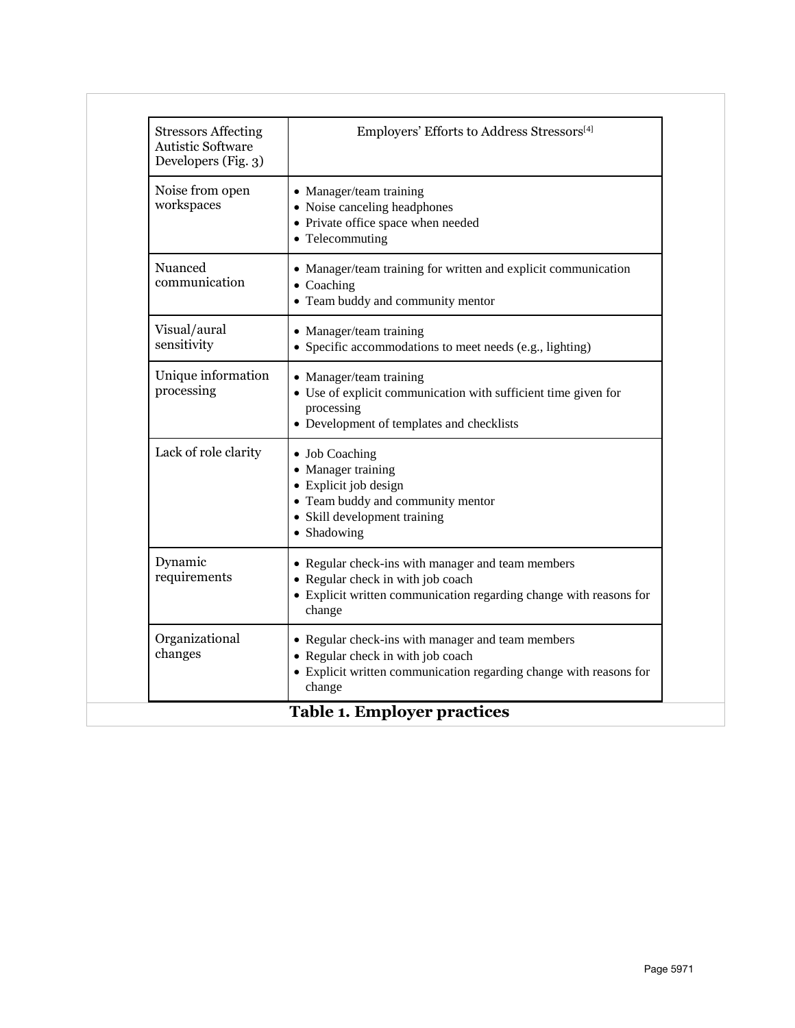| Stressors Affecting Autistic Software Developers (Fig. 3) | Employers' Efforts to Address Stressors[4] |
|---|---|
| Noise from open workspaces | • Manager/team training<br>• Noise canceling headphones<br>• Private office space when needed<br>• Telecommuting |
| Nuanced communication | • Manager/team training for written and explicit communication<br>• Coaching<br>• Team buddy and community mentor |
| Visual/aural sensitivity | • Manager/team training<br>• Specific accommodations to meet needs (e.g., lighting) |
| Unique information processing | • Manager/team training<br>• Use of explicit communication with sufficient time given for processing<br>• Development of templates and checklists |
| Lack of role clarity | • Job Coaching<br>• Manager training<br>• Explicit job design<br>• Team buddy and community mentor<br>• Skill development training<br>• Shadowing |
| Dynamic requirements | • Regular check-ins with manager and team members<br>• Regular check in with job coach<br>• Explicit written communication regarding change with reasons for change |
| Organizational changes | • Regular check-ins with manager and team members<br>• Regular check in with job coach<br>• Explicit written communication regarding change with reasons for change |

**Table 1. Employer practices**